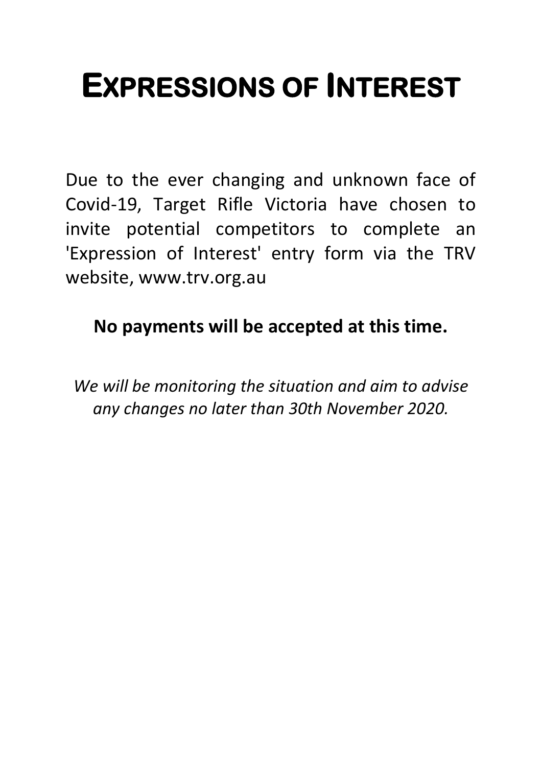# Expressions of Interest

Due to the ever changing and unknown face of Covid-19, Target Rifle Victoria have chosen to invite potential competitors to complete an 'Expression of Interest' entry form via the TRV website, www.trv.org.au

**No payments will be accepted at this time.**

*We will be monitoring the situation and aim to advise any changes no later than 30th November 2020.*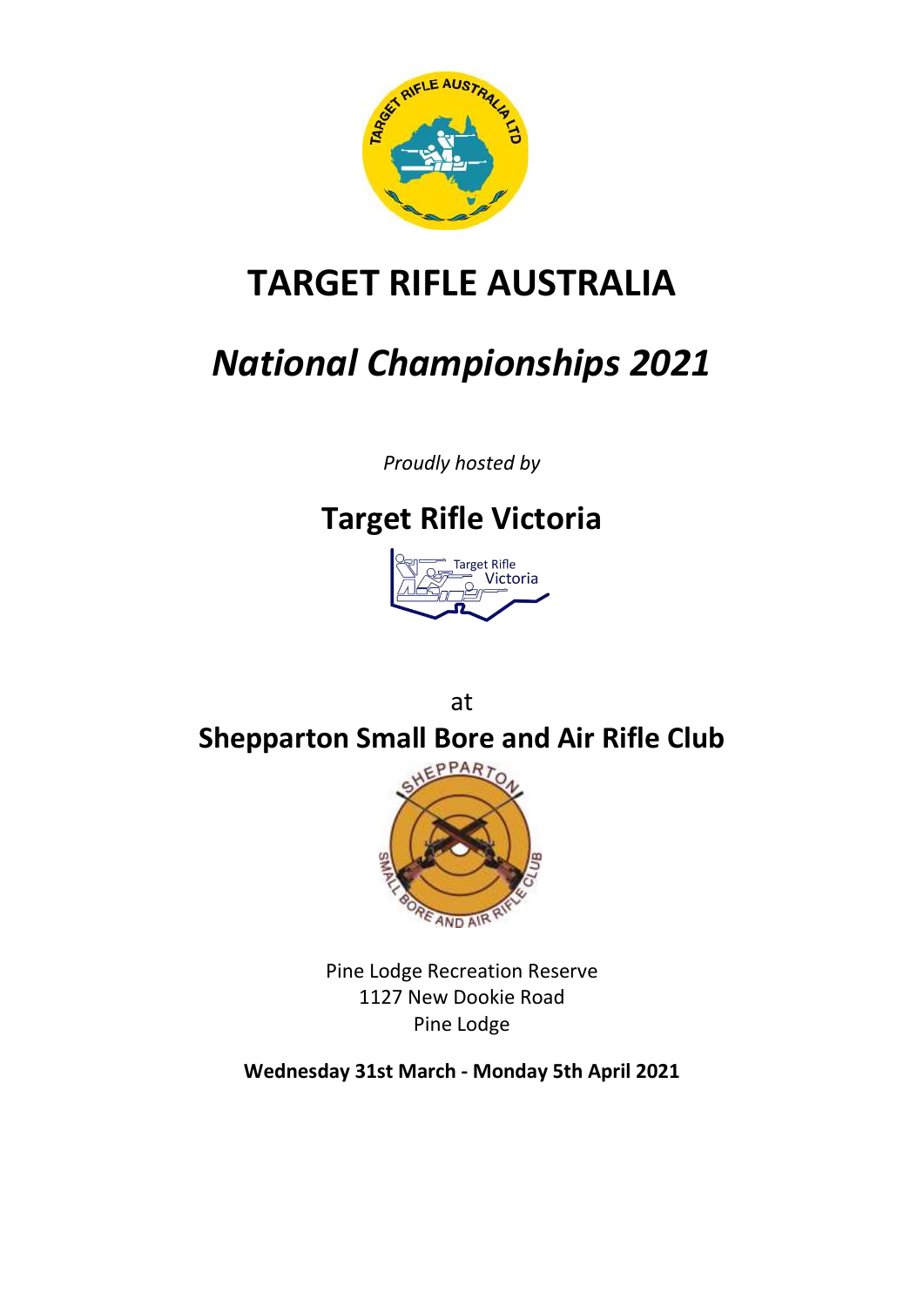# TARGET RIFLE AUSTRALIA

## *National Championships 2021*

*Proudly hosted by*

## Target Rifle Victoria

at

## Shepparton Small Bore and Air Rifle Club

Pine Lodge Recreation Reserve
1127 New Dookie Road
Pine Lodge

**Wednesday 31st March - Monday 5th April 2021**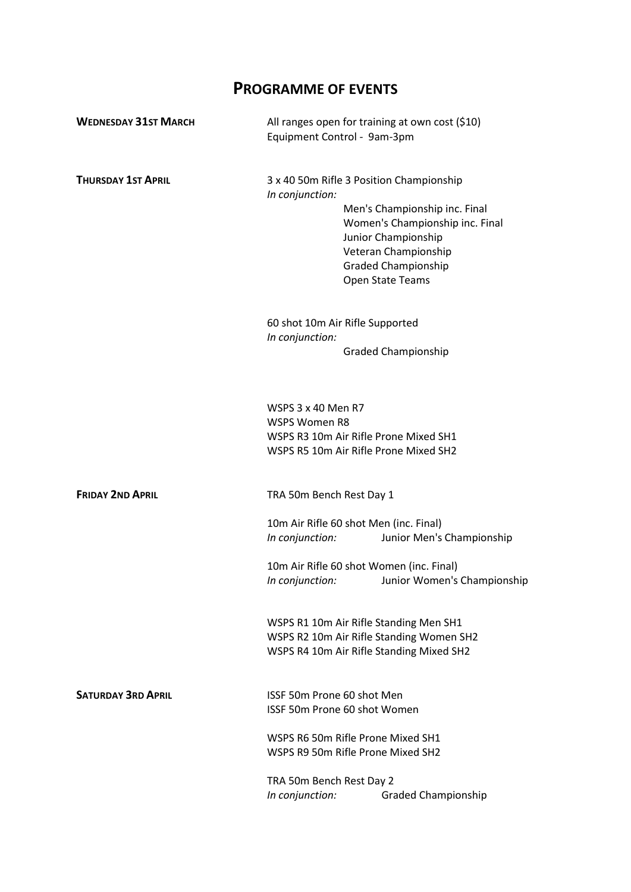# PROGRAMME OF EVENTS

**WEDNESDAY 31ST MARCH**

All ranges open for training at own cost ($10)
Equipment Control - 9am-3pm

**THURSDAY 1ST APRIL**

3 x 40 50m Rifle 3 Position Championship
*In conjunction:*

- Men's Championship inc. Final
- Women's Championship inc. Final
- Junior Championship
- Veteran Championship
- Graded Championship
- Open State Teams

60 shot 10m Air Rifle Supported
*In conjunction:*

- Graded Championship

WSPS 3 x 40 Men R7
WSPS Women R8
WSPS R3 10m Air Rifle Prone Mixed SH1
WSPS R5 10m Air Rifle Prone Mixed SH2

**FRIDAY 2ND APRIL**

TRA 50m Bench Rest Day 1

10m Air Rifle 60 shot Men (inc. Final)
*In conjunction:* Junior Men's Championship

10m Air Rifle 60 shot Women (inc. Final)
*In conjunction:* Junior Women's Championship

WSPS R1 10m Air Rifle Standing Men SH1
WSPS R2 10m Air Rifle Standing Women SH2
WSPS R4 10m Air Rifle Standing Mixed SH2

**SATURDAY 3RD APRIL**

ISSF 50m Prone 60 shot Men
ISSF 50m Prone 60 shot Women

WSPS R6 50m Rifle Prone Mixed SH1
WSPS R9 50m Rifle Prone Mixed SH2

TRA 50m Bench Rest Day 2
*In conjunction:* Graded Championship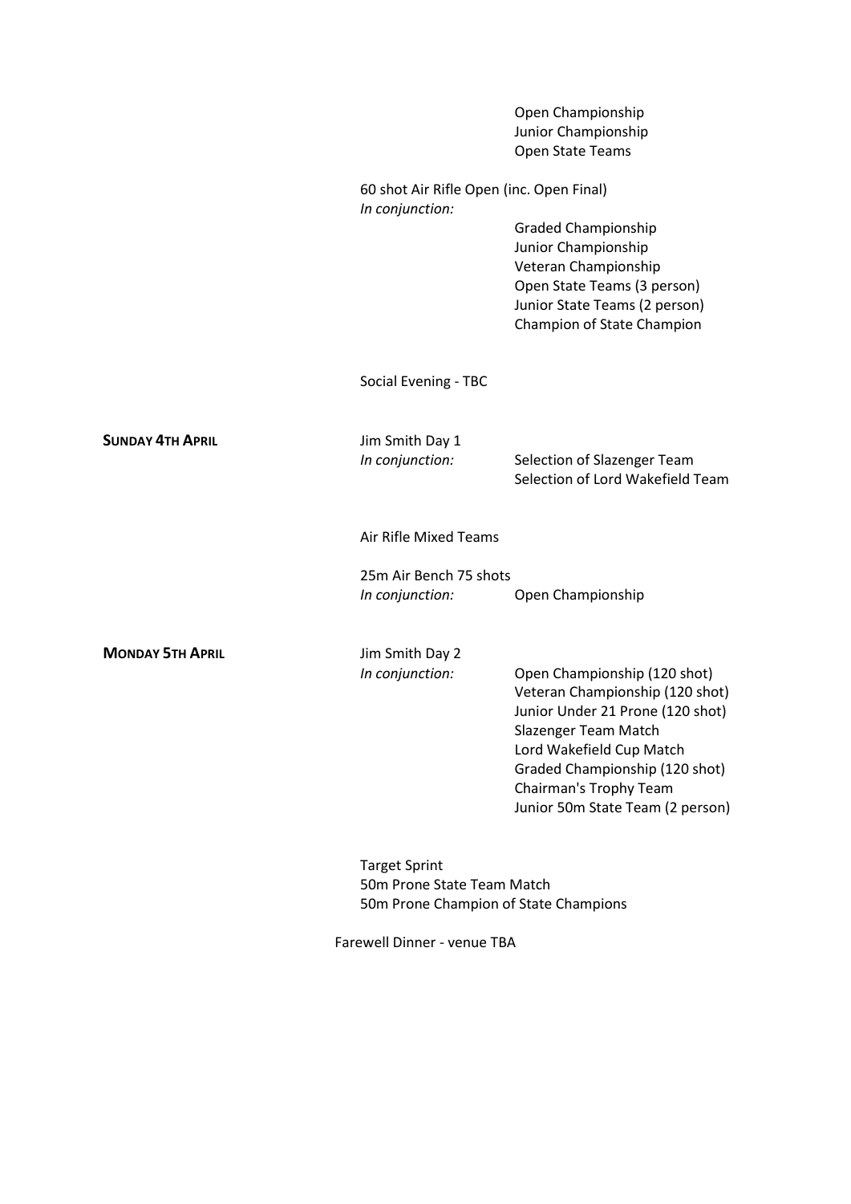Open Championship
Junior Championship
Open State Teams

60 shot Air Rifle Open (inc. Open Final)
*In conjunction:*
- Graded Championship
- Junior Championship
- Veteran Championship
- Open State Teams (3 person)
- Junior State Teams (2 person)
- Champion of State Champion

Social Evening - TBC

**SUNDAY 4TH APRIL**

Jim Smith Day 1
*In conjunction:*
- Selection of Slazenger Team
- Selection of Lord Wakefield Team

Air Rifle Mixed Teams

25m Air Bench 75 shots
*In conjunction:*
- Open Championship

**MONDAY 5TH APRIL**

Jim Smith Day 2
*In conjunction:*
- Open Championship (120 shot)
- Veteran Championship (120 shot)
- Junior Under 21 Prone (120 shot)
- Slazenger Team Match
- Lord Wakefield Cup Match
- Graded Championship (120 shot)
- Chairman's Trophy Team
- Junior 50m State Team (2 person)

Target Sprint
50m Prone State Team Match
50m Prone Champion of State Champions

Farewell Dinner - venue TBA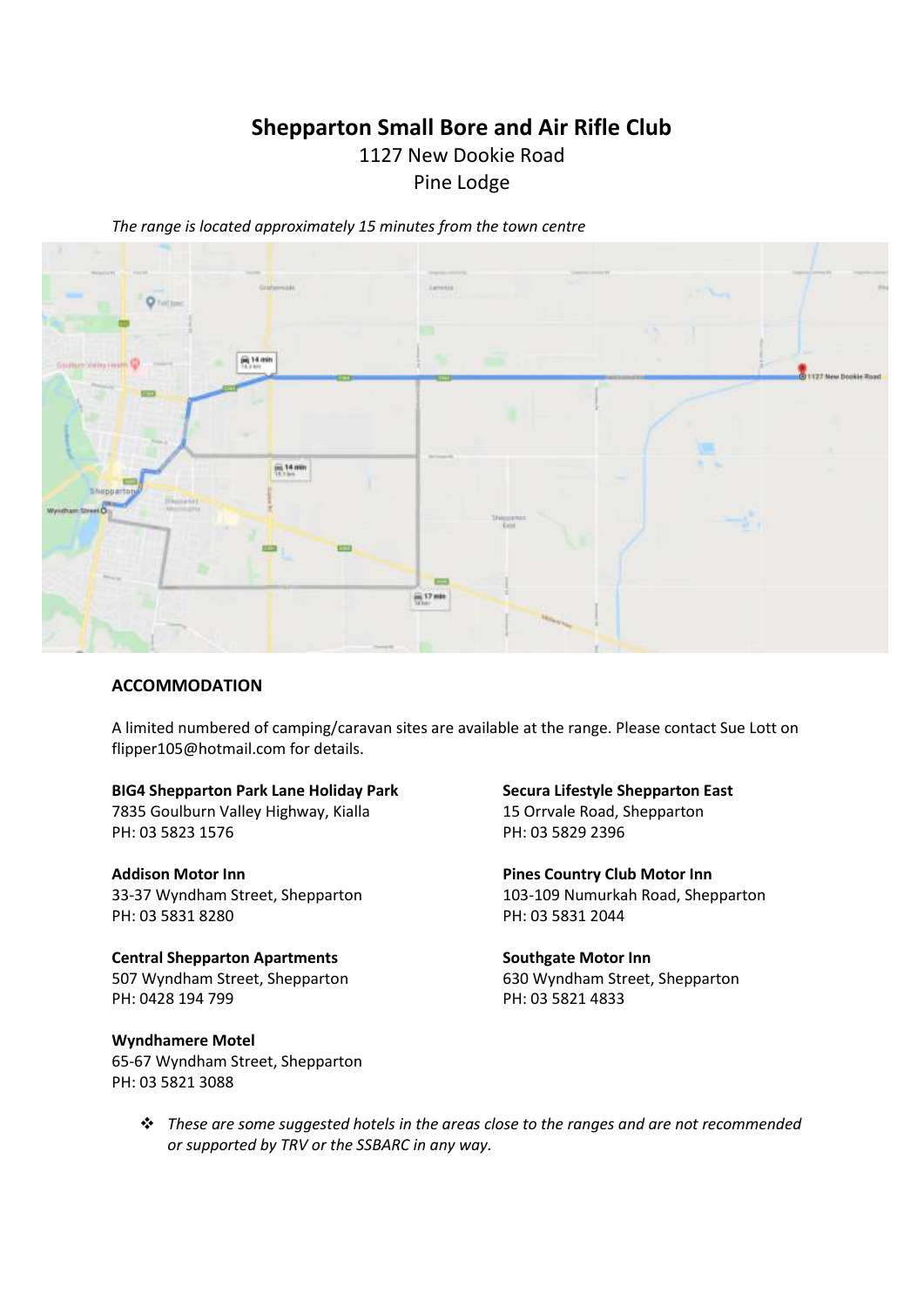# Shepparton Small Bore and Air Rifle Club

1127 New Dookie Road
Pine Lodge

*The range is located approximately 15 minutes from the town centre*

## ACCOMMODATION

A limited numbered of camping/caravan sites are available at the range. Please contact Sue Lott on flipper105@hotmail.com for details.

**BIG4 Shepparton Park Lane Holiday Park**
7835 Goulburn Valley Highway, Kialla
PH: 03 5823 1576

**Addison Motor Inn**
33-37 Wyndham Street, Shepparton
PH: 03 5831 8280

**Central Shepparton Apartments**
507 Wyndham Street, Shepparton
PH: 0428 194 799

**Wyndhamere Motel**
65-67 Wyndham Street, Shepparton
PH: 03 5821 3088

**Secura Lifestyle Shepparton East**
15 Orrvale Road, Shepparton
PH: 03 5829 2396

**Pines Country Club Motor Inn**
103-109 Numurkah Road, Shepparton
PH: 03 5831 2044

**Southgate Motor Inn**
630 Wyndham Street, Shepparton
PH: 03 5821 4833

- *These are some suggested hotels in the areas close to the ranges and are not recommended or supported by TRV or the SSBARC in any way.*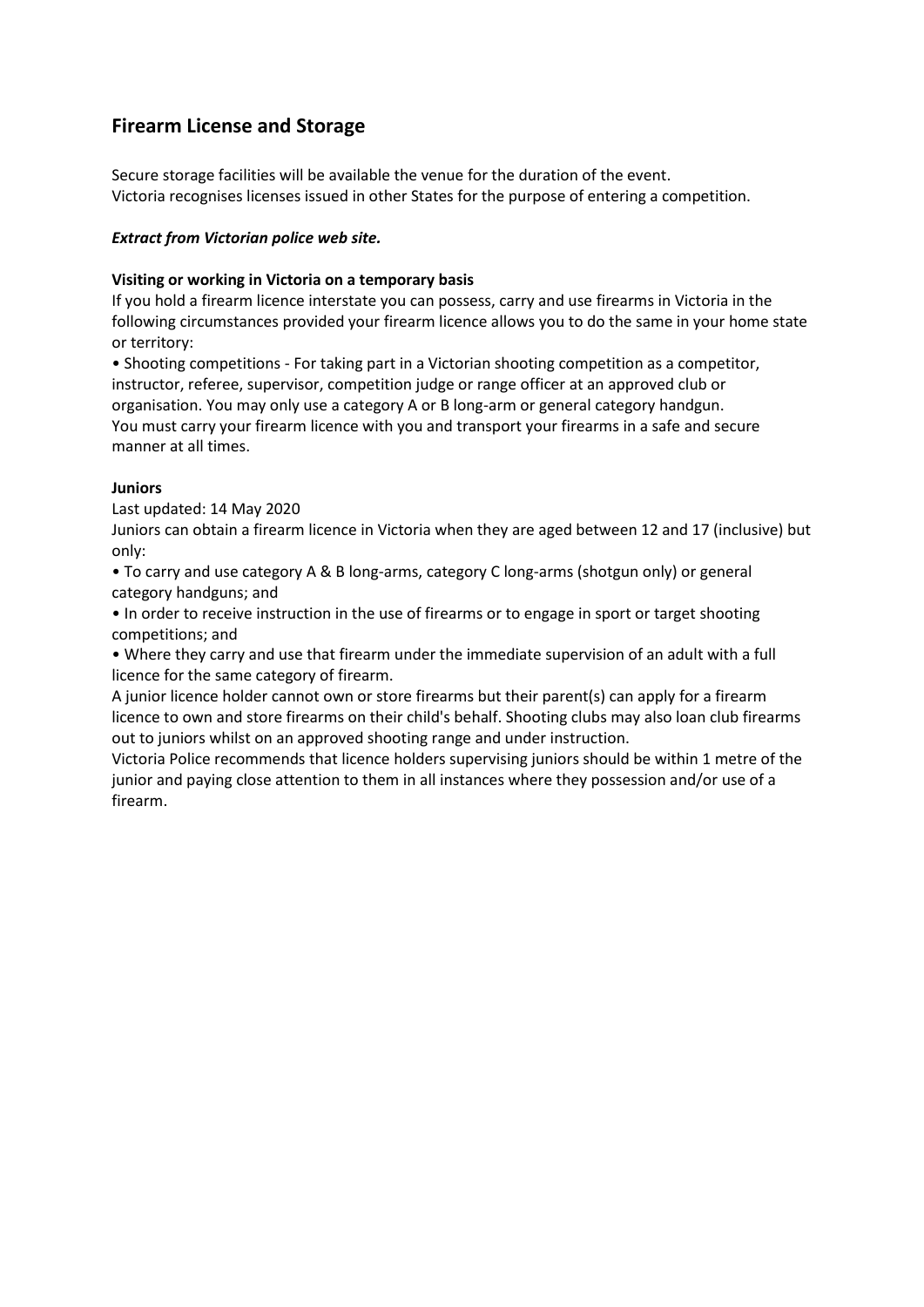## Firearm License and Storage

Secure storage facilities will be available the venue for the duration of the event.
Victoria recognises licenses issued in other States for the purpose of entering a competition.

***Extract from Victorian police web site.***

**Visiting or working in Victoria on a temporary basis**

If you hold a firearm licence interstate you can possess, carry and use firearms in Victoria in the following circumstances provided your firearm licence allows you to do the same in your home state or territory:

- Shooting competitions - For taking part in a Victorian shooting competition as a competitor, instructor, referee, supervisor, competition judge or range officer at an approved club or organisation. You may only use a category A or B long-arm or general category handgun.

You must carry your firearm licence with you and transport your firearms in a safe and secure manner at all times.

**Juniors**

Last updated: 14 May 2020

Juniors can obtain a firearm licence in Victoria when they are aged between 12 and 17 (inclusive) but only:

- To carry and use category A & B long-arms, category C long-arms (shotgun only) or general category handguns; and
- In order to receive instruction in the use of firearms or to engage in sport or target shooting competitions; and
- Where they carry and use that firearm under the immediate supervision of an adult with a full licence for the same category of firearm.

A junior licence holder cannot own or store firearms but their parent(s) can apply for a firearm licence to own and store firearms on their child's behalf. Shooting clubs may also loan club firearms out to juniors whilst on an approved shooting range and under instruction.

Victoria Police recommends that licence holders supervising juniors should be within 1 metre of the junior and paying close attention to them in all instances where they possession and/or use of a firearm.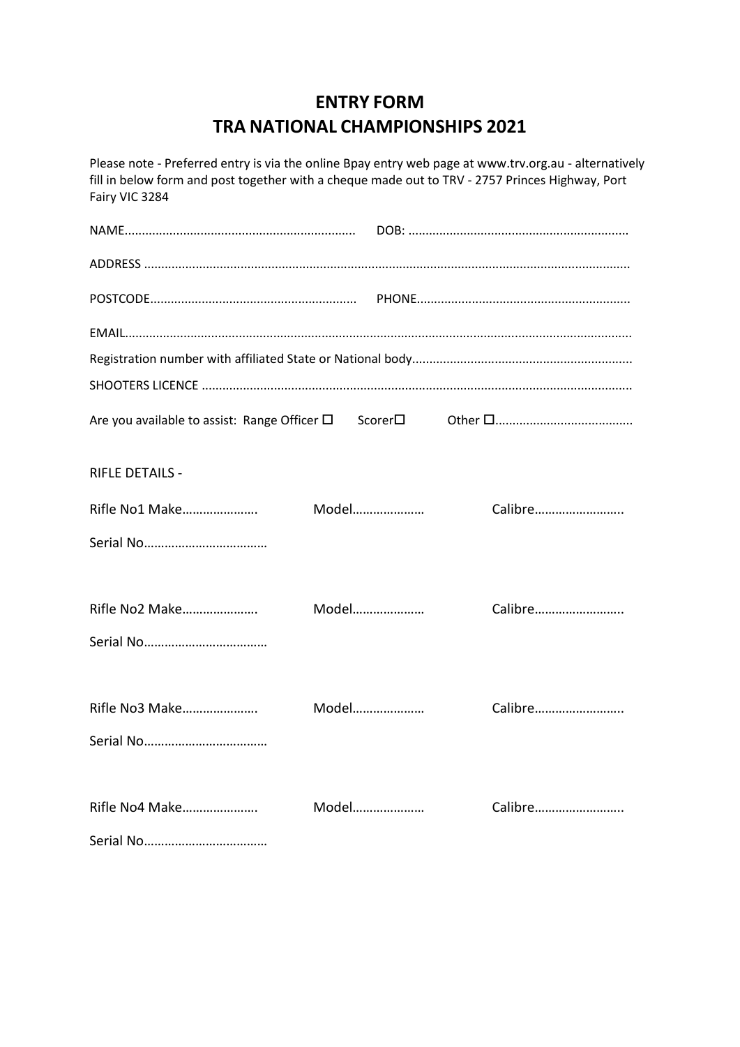# ENTRY FORM
# TRA NATIONAL CHAMPIONSHIPS 2021

Please note - Preferred entry is via the online Bpay entry web page at www.trv.org.au - alternatively fill in below form and post together with a cheque made out to TRV - 2757 Princes Highway, Port Fairy VIC 3284

NAME................................................................... DOB: ................................................................

ADDRESS ..........................................................................................................................................

POSTCODE........................................................... PHONE.............................................................

EMAIL.................................................................................................................................................

Registration number with affiliated State or National body...............................................................

SHOOTERS LICENCE ...........................................................................................................................

Are you available to assist: Range Officer ☐ Scorer☐ Other ☐........................................

RIFLE DETAILS -

Rifle No1 Make…………………. Model………………… Calibre……………………..

Serial No………………………………

Rifle No2 Make…………………. Model………………… Calibre……………………..

Serial No………………………………

Rifle No3 Make…………………. Model………………… Calibre……………………..

Serial No………………………………

Rifle No4 Make…………………. Model………………… Calibre……………………..

Serial No………………………………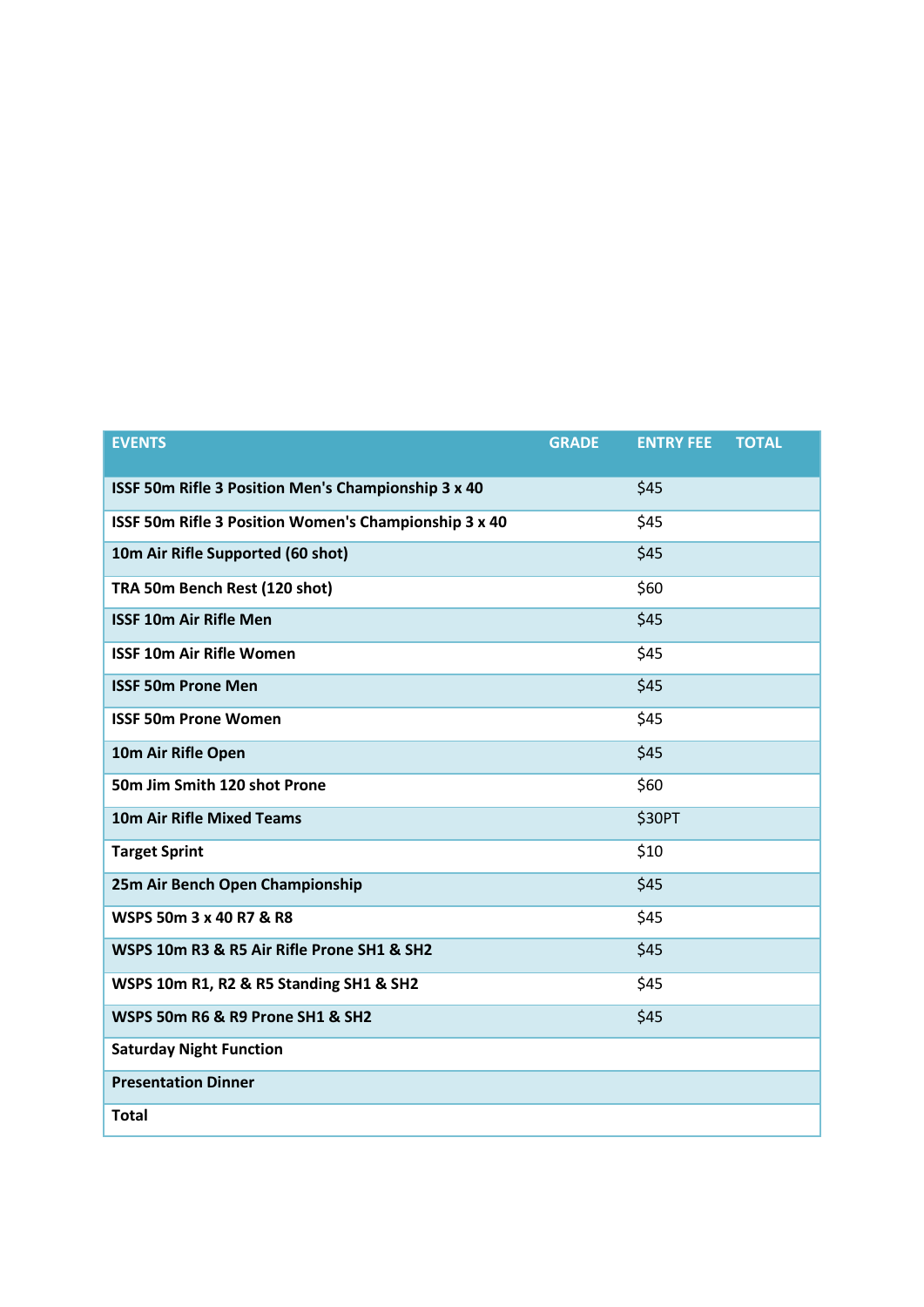| EVENTS | GRADE | ENTRY FEE | TOTAL |
|---|---|---|---|
| **ISSF 50m Rifle 3 Position Men's Championship 3 x 40** | | $45 | |
| **ISSF 50m Rifle 3 Position Women's Championship 3 x 40** | | $45 | |
| **10m Air Rifle Supported (60 shot)** | | $45 | |
| **TRA 50m Bench Rest (120 shot)** | | $60 | |
| **ISSF 10m Air Rifle Men** | | $45 | |
| **ISSF 10m Air Rifle Women** | | $45 | |
| **ISSF 50m Prone Men** | | $45 | |
| **ISSF 50m Prone Women** | | $45 | |
| **10m Air Rifle Open** | | $45 | |
| **50m Jim Smith 120 shot Prone** | | $60 | |
| **10m Air Rifle Mixed Teams** | | $30PT | |
| **Target Sprint** | | $10 | |
| **25m Air Bench Open Championship** | | $45 | |
| **WSPS 50m 3 x 40 R7 & R8** | | $45 | |
| **WSPS 10m R3 & R5 Air Rifle Prone SH1 & SH2** | | $45 | |
| **WSPS 10m R1, R2 & R5 Standing SH1 & SH2** | | $45 | |
| **WSPS 50m R6 & R9 Prone SH1 & SH2** | | $45 | |
| **Saturday Night Function** | | | |
| **Presentation Dinner** | | | |
| **Total** | | | |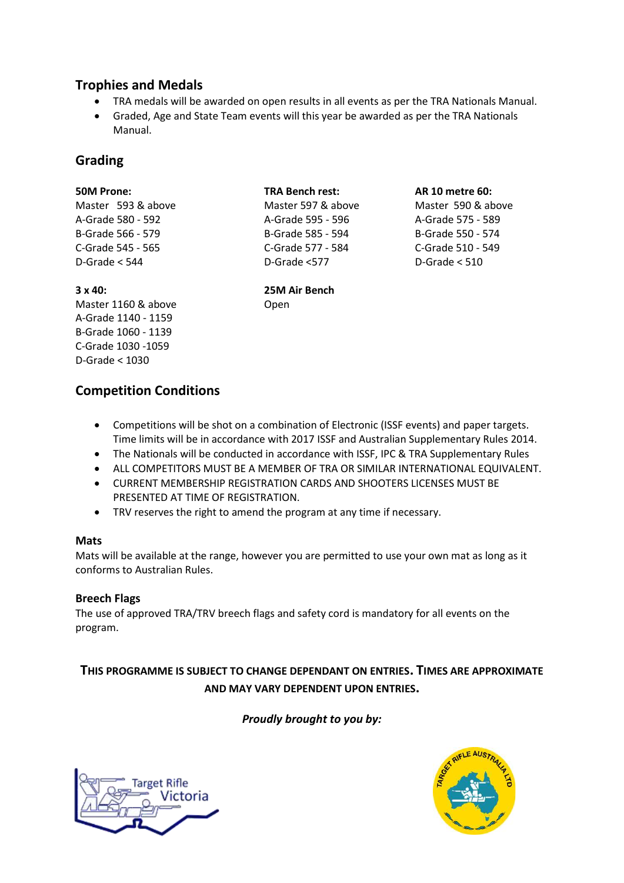## Trophies and Medals

- TRA medals will be awarded on open results in all events as per the TRA Nationals Manual.
- Graded, Age and State Team events will this year be awarded as per the TRA Nationals Manual.

## Grading

**50M Prone:**
Master 593 & above
A-Grade 580 - 592
B-Grade 566 - 579
C-Grade 545 - 565
D-Grade < 544

**TRA Bench rest:**
Master 597 & above
A-Grade 595 - 596
B-Grade 585 - 594
C-Grade 577 - 584
D-Grade <577

**AR 10 metre 60:**
Master 590 & above
A-Grade 575 - 589
B-Grade 550 - 574
C-Grade 510 - 549
D-Grade < 510

**3 x 40:**
Master 1160 & above
A-Grade 1140 - 1159
B-Grade 1060 - 1139
C-Grade 1030 -1059
D-Grade < 1030

**25M Air Bench**
Open

## Competition Conditions

- Competitions will be shot on a combination of Electronic (ISSF events) and paper targets. Time limits will be in accordance with 2017 ISSF and Australian Supplementary Rules 2014.
- The Nationals will be conducted in accordance with ISSF, IPC & TRA Supplementary Rules
- ALL COMPETITORS MUST BE A MEMBER OF TRA OR SIMILAR INTERNATIONAL EQUIVALENT.
- CURRENT MEMBERSHIP REGISTRATION CARDS AND SHOOTERS LICENSES MUST BE PRESENTED AT TIME OF REGISTRATION.
- TRV reserves the right to amend the program at any time if necessary.

### Mats

Mats will be available at the range, however you are permitted to use your own mat as long as it conforms to Australian Rules.

### Breech Flags

The use of approved TRA/TRV breech flags and safety cord is mandatory for all events on the program.

**THIS PROGRAMME IS SUBJECT TO CHANGE DEPENDANT ON ENTRIES. TIMES ARE APPROXIMATE AND MAY VARY DEPENDENT UPON ENTRIES.**

***Proudly brought to you by:***

Target Rifle Victoria

TARGET RIFLE AUSTRALIA LTD